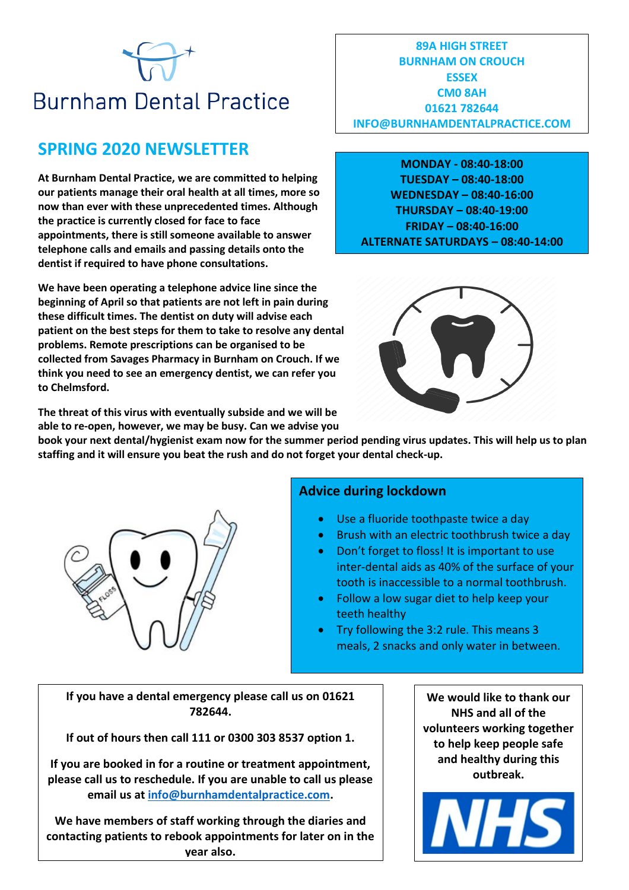# Burnham Dental Practice

89A HIGH STREET
BURNHAM ON CROUCH
ESSEX
CM0 8AH
01621 782644
INFO@BURNHAMDENTALPRACTICE.COM

## SPRING 2020 NEWSLETTER

**MONDAY - 08:40-18:00**
**TUESDAY – 08:40-18:00**
**WEDNESDAY – 08:40-16:00**
**THURSDAY – 08:40-19:00**
**FRIDAY – 08:40-16:00**
**ALTERNATE SATURDAYS – 08:40-14:00**

**At Burnham Dental Practice, we are committed to helping our patients manage their oral health at all times, more so now than ever with these unprecedented times. Although the practice is currently closed for face to face appointments, there is still someone available to answer telephone calls and emails and passing details onto the dentist if required to have phone consultations.**

**We have been operating a telephone advice line since the beginning of April so that patients are not left in pain during these difficult times. The dentist on duty will advise each patient on the best steps for them to take to resolve any dental problems. Remote prescriptions can be organised to be collected from Savages Pharmacy in Burnham on Crouch. If we think you need to see an emergency dentist, we can refer you to Chelmsford.**

**The threat of this virus with eventually subside and we will be able to re-open, however, we may be busy. Can we advise you book your next dental/hygienist exam now for the summer period pending virus updates. This will help us to plan staffing and it will ensure you beat the rush and do not forget your dental check-up.**

### Advice during lockdown

- Use a fluoride toothpaste twice a day
- Brush with an electric toothbrush twice a day
- Don't forget to floss! It is important to use inter-dental aids as 40% of the surface of your tooth is inaccessible to a normal toothbrush.
- Follow a low sugar diet to help keep your teeth healthy
- Try following the 3:2 rule. This means 3 meals, 2 snacks and only water in between.

**If you have a dental emergency please call us on 01621 782644.**

**If out of hours then call 111 or 0300 303 8537 option 1.**

**If you are booked in for a routine or treatment appointment, please call us to reschedule. If you are unable to call us please email us at info@burnhamdentalpractice.com.**

**We have members of staff working through the diaries and contacting patients to rebook appointments for later on in the year also.**

**We would like to thank our NHS and all of the volunteers working together to help keep people safe and healthy during this outbreak.**

NHS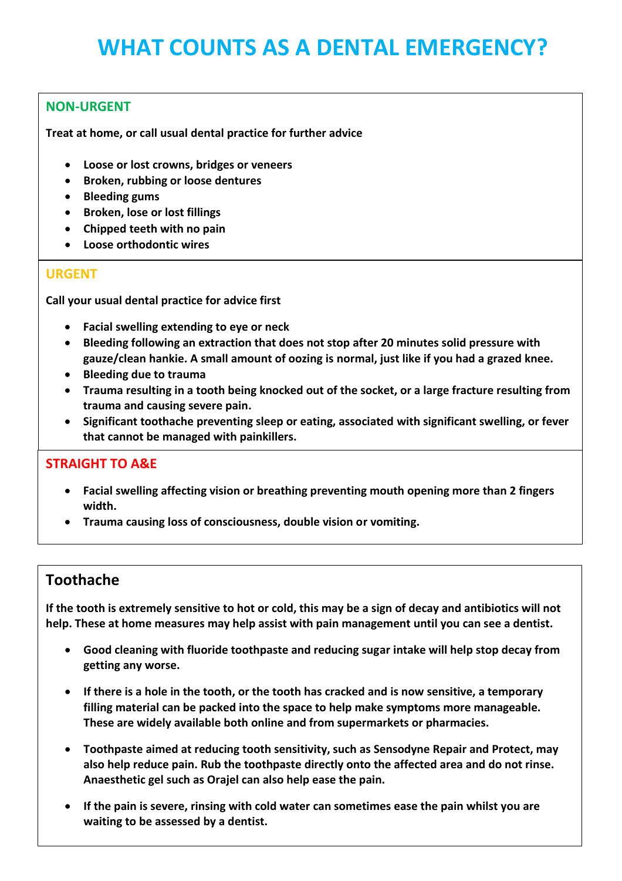# WHAT COUNTS AS A DENTAL EMERGENCY?

## NON-URGENT

**Treat at home, or call usual dental practice for further advice**

- **Loose or lost crowns, bridges or veneers**
- **Broken, rubbing or loose dentures**
- **Bleeding gums**
- **Broken, lose or lost fillings**
- **Chipped teeth with no pain**
- **Loose orthodontic wires**

## URGENT

**Call your usual dental practice for advice first**

- **Facial swelling extending to eye or neck**
- **Bleeding following an extraction that does not stop after 20 minutes solid pressure with gauze/clean hankie. A small amount of oozing is normal, just like if you had a grazed knee.**
- **Bleeding due to trauma**
- **Trauma resulting in a tooth being knocked out of the socket, or a large fracture resulting from trauma and causing severe pain.**
- **Significant toothache preventing sleep or eating, associated with significant swelling, or fever that cannot be managed with painkillers.**

## STRAIGHT TO A&E

- **Facial swelling affecting vision or breathing preventing mouth opening more than 2 fingers width.**
- **Trauma causing loss of consciousness, double vision or vomiting.**

## Toothache

**If the tooth is extremely sensitive to hot or cold, this may be a sign of decay and antibiotics will not help. These at home measures may help assist with pain management until you can see a dentist.**

- **Good cleaning with fluoride toothpaste and reducing sugar intake will help stop decay from getting any worse.**

- **If there is a hole in the tooth, or the tooth has cracked and is now sensitive, a temporary filling material can be packed into the space to help make symptoms more manageable. These are widely available both online and from supermarkets or pharmacies.**

- **Toothpaste aimed at reducing tooth sensitivity, such as Sensodyne Repair and Protect, may also help reduce pain. Rub the toothpaste directly onto the affected area and do not rinse. Anaesthetic gel such as Orajel can also help ease the pain.**

- **If the pain is severe, rinsing with cold water can sometimes ease the pain whilst you are waiting to be assessed by a dentist.**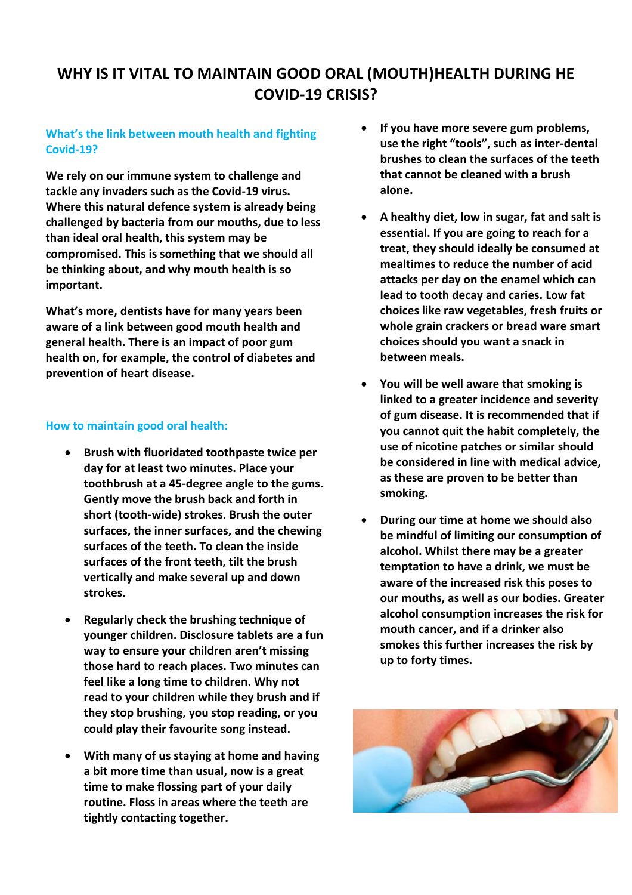# WHY IS IT VITAL TO MAINTAIN GOOD ORAL (MOUTH)HEALTH DURING HE COVID-19 CRISIS?

## What's the link between mouth health and fighting Covid-19?

**We rely on our immune system to challenge and tackle any invaders such as the Covid-19 virus. Where this natural defence system is already being challenged by bacteria from our mouths, due to less than ideal oral health, this system may be compromised. This is something that we should all be thinking about, and why mouth health is so important.**

**What's more, dentists have for many years been aware of a link between good mouth health and general health. There is an impact of poor gum health on, for example, the control of diabetes and prevention of heart disease.**

## How to maintain good oral health:

- **Brush with fluoridated toothpaste twice per day for at least two minutes. Place your toothbrush at a 45-degree angle to the gums. Gently move the brush back and forth in short (tooth-wide) strokes. Brush the outer surfaces, the inner surfaces, and the chewing surfaces of the teeth. To clean the inside surfaces of the front teeth, tilt the brush vertically and make several up and down strokes.**

- **Regularly check the brushing technique of younger children. Disclosure tablets are a fun way to ensure your children aren't missing those hard to reach places. Two minutes can feel like a long time to children. Why not read to your children while they brush and if they stop brushing, you stop reading, or you could play their favourite song instead.**

- **With many of us staying at home and having a bit more time than usual, now is a great time to make flossing part of your daily routine. Floss in areas where the teeth are tightly contacting together.**

- **If you have more severe gum problems, use the right "tools", such as inter-dental brushes to clean the surfaces of the teeth that cannot be cleaned with a brush alone.**

- **A healthy diet, low in sugar, fat and salt is essential. If you are going to reach for a treat, they should ideally be consumed at mealtimes to reduce the number of acid attacks per day on the enamel which can lead to tooth decay and caries. Low fat choices like raw vegetables, fresh fruits or whole grain crackers or bread ware smart choices should you want a snack in between meals.**

- **You will be well aware that smoking is linked to a greater incidence and severity of gum disease. It is recommended that if you cannot quit the habit completely, the use of nicotine patches or similar should be considered in line with medical advice, as these are proven to be better than smoking.**

- **During our time at home we should also be mindful of limiting our consumption of alcohol. Whilst there may be a greater temptation to have a drink, we must be aware of the increased risk this poses to our mouths, as well as our bodies. Greater alcohol consumption increases the risk for mouth cancer, and if a drinker also smokes this further increases the risk by up to forty times.**